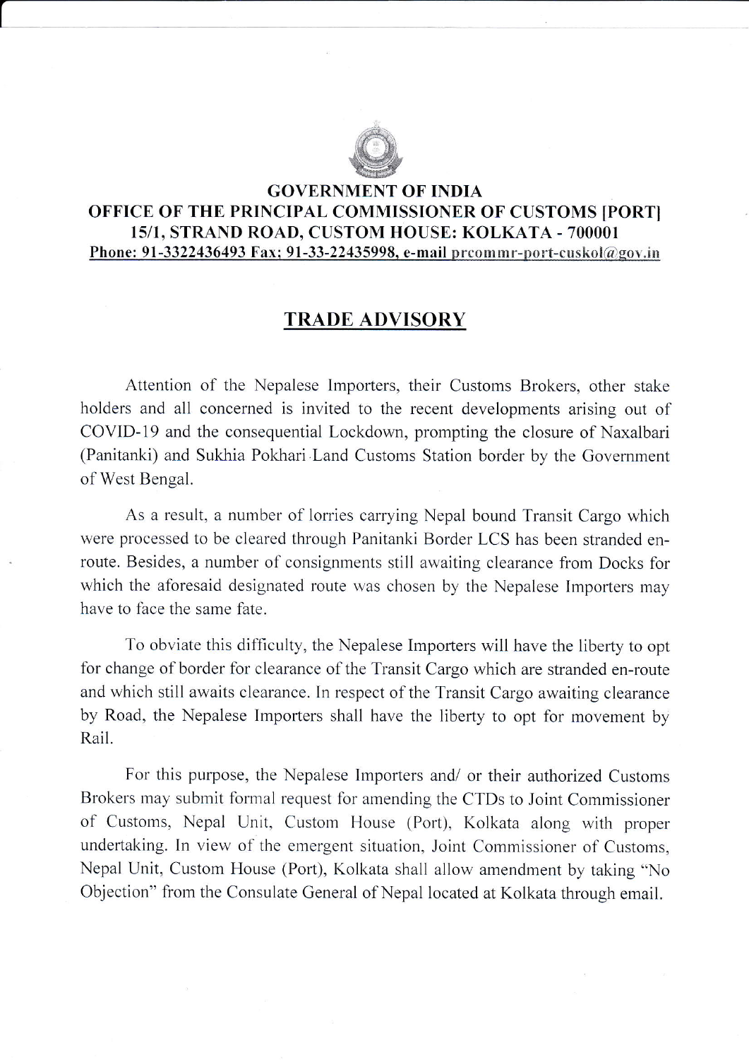**GOVERNMENT OF INDIA**
**OFFICE OF THE PRINCIPAL COMMISSIONER OF CUSTOMS [PORT]**
**15/1, STRAND ROAD, CUSTOM HOUSE: KOLKATA - 700001**
**Phone: 91-3322436493 Fax; 91-33-22435998, e-mail prcommr-port-cuskol@gov.in**

# TRADE ADVISORY

Attention of the Nepalese Importers, their Customs Brokers, other stake holders and all concerned is invited to the recent developments arising out of COVID-19 and the consequential Lockdown, prompting the closure of Naxalbari (Panitanki) and Sukhia Pokhari Land Customs Station border by the Government of West Bengal.

As a result, a number of lorries carrying Nepal bound Transit Cargo which were processed to be cleared through Panitanki Border LCS has been stranded en-route. Besides, a number of consignments still awaiting clearance from Docks for which the aforesaid designated route was chosen by the Nepalese Importers may have to face the same fate.

To obviate this difficulty, the Nepalese Importers will have the liberty to opt for change of border for clearance of the Transit Cargo which are stranded en-route and which still awaits clearance. In respect of the Transit Cargo awaiting clearance by Road, the Nepalese Importers shall have the liberty to opt for movement by Rail.

For this purpose, the Nepalese Importers and/ or their authorized Customs Brokers may submit formal request for amending the CTDs to Joint Commissioner of Customs, Nepal Unit, Custom House (Port), Kolkata along with proper undertaking. In view of the emergent situation, Joint Commissioner of Customs, Nepal Unit, Custom House (Port), Kolkata shall allow amendment by taking "No Objection" from the Consulate General of Nepal located at Kolkata through email.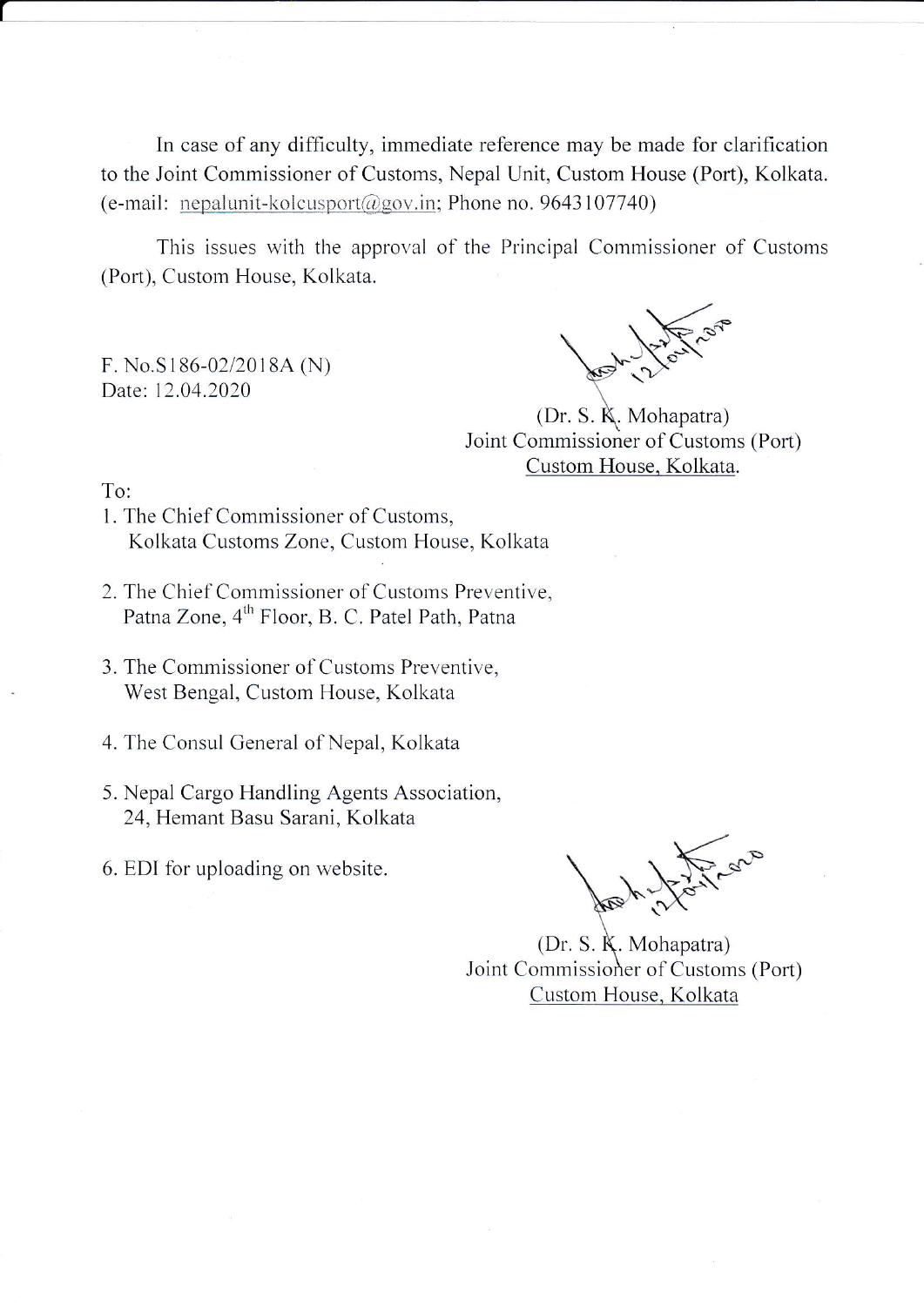In case of any difficulty, immediate reference may be made for clarification to the Joint Commissioner of Customs, Nepal Unit, Custom House (Port), Kolkata. (e-mail: nepalunit-kolcusport@gov.in; Phone no. 9643107740)

This issues with the approval of the Principal Commissioner of Customs (Port), Custom House, Kolkata.

F. No.S186-02/2018A (N)
Date: 12.04.2020

(Dr. S. K. Mohapatra)
Joint Commissioner of Customs (Port)
Custom House, Kolkata.

To:

1. The Chief Commissioner of Customs, Kolkata Customs Zone, Custom House, Kolkata
2. The Chief Commissioner of Customs Preventive, Patna Zone, 4th Floor, B. C. Patel Path, Patna
3. The Commissioner of Customs Preventive, West Bengal, Custom House, Kolkata
4. The Consul General of Nepal, Kolkata
5. Nepal Cargo Handling Agents Association, 24, Hemant Basu Sarani, Kolkata
6. EDI for uploading on website.

(Dr. S. K. Mohapatra)
Joint Commissioner of Customs (Port)
Custom House, Kolkata